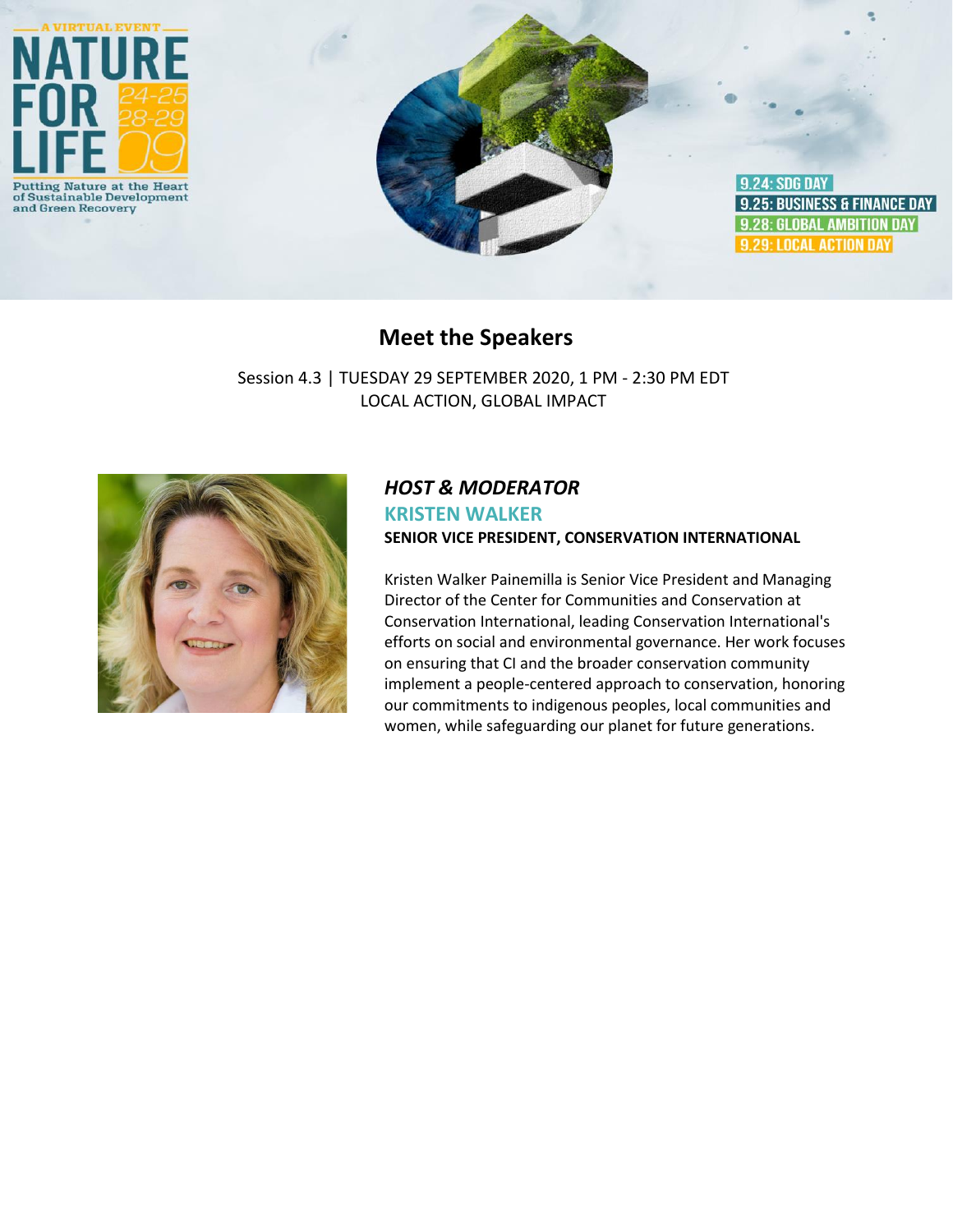A VIRTUAL EVENT

# NATURE FOR LIFE 24-25 28-29 09

Putting Nature at the Heart of Sustainable Development and Green Recovery

9.24: SDG DAY
9.25: BUSINESS & FINANCE DAY
9.28: GLOBAL AMBITION DAY
9.29: LOCAL ACTION DAY

## Meet the Speakers

Session 4.3 | TUESDAY 29 SEPTEMBER 2020, 1 PM - 2:30 PM EDT
LOCAL ACTION, GLOBAL IMPACT

### *HOST & MODERATOR*

### KRISTEN WALKER

**SENIOR VICE PRESIDENT, CONSERVATION INTERNATIONAL**

Kristen Walker Painemilla is Senior Vice President and Managing Director of the Center for Communities and Conservation at Conservation International, leading Conservation International's efforts on social and environmental governance. Her work focuses on ensuring that CI and the broader conservation community implement a people-centered approach to conservation, honoring our commitments to indigenous peoples, local communities and women, while safeguarding our planet for future generations.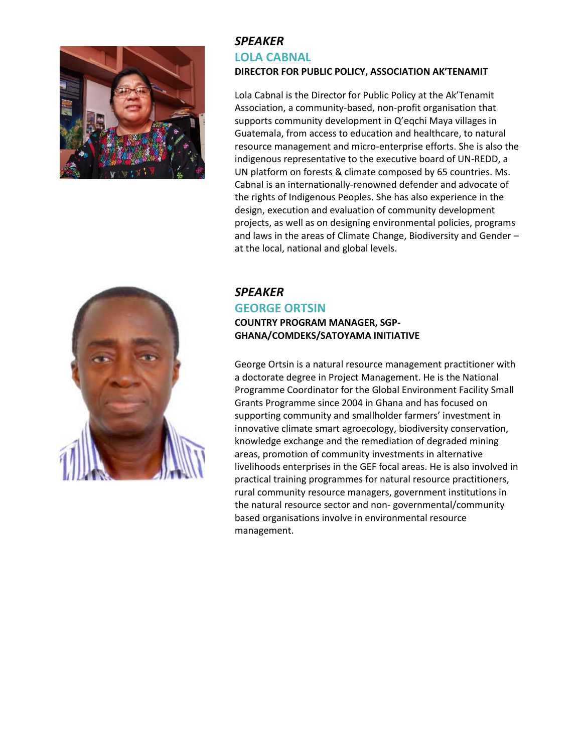*SPEAKER*

## LOLA CABNAL

**DIRECTOR FOR PUBLIC POLICY, ASSOCIATION AK'TENAMIT**

Lola Cabnal is the Director for Public Policy at the Ak'Tenamit Association, a community-based, non-profit organisation that supports community development in Q'eqchi Maya villages in Guatemala, from access to education and healthcare, to natural resource management and micro-enterprise efforts. She is also the indigenous representative to the executive board of UN-REDD, a UN platform on forests & climate composed by 65 countries. Ms. Cabnal is an internationally-renowned defender and advocate of the rights of Indigenous Peoples. She has also experience in the design, execution and evaluation of community development projects, as well as on designing environmental policies, programs and laws in the areas of Climate Change, Biodiversity and Gender – at the local, national and global levels.

*SPEAKER*

## GEORGE ORTSIN

**COUNTRY PROGRAM MANAGER, SGP-GHANA/COMDEKS/SATOYAMA INITIATIVE**

George Ortsin is a natural resource management practitioner with a doctorate degree in Project Management. He is the National Programme Coordinator for the Global Environment Facility Small Grants Programme since 2004 in Ghana and has focused on supporting community and smallholder farmers' investment in innovative climate smart agroecology, biodiversity conservation, knowledge exchange and the remediation of degraded mining areas, promotion of community investments in alternative livelihoods enterprises in the GEF focal areas. He is also involved in practical training programmes for natural resource practitioners, rural community resource managers, government institutions in the natural resource sector and non- governmental/community based organisations involve in environmental resource management.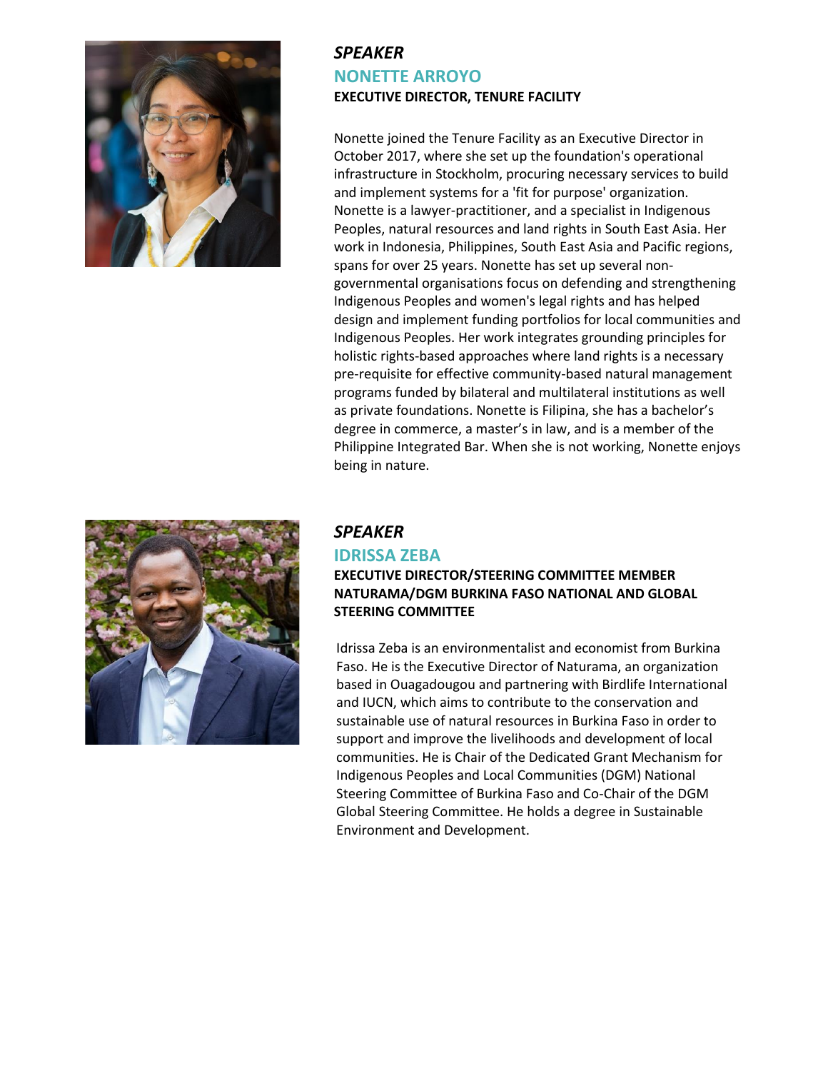*SPEAKER*

## NONETTE ARROYO

**EXECUTIVE DIRECTOR, TENURE FACILITY**

Nonette joined the Tenure Facility as an Executive Director in October 2017, where she set up the foundation's operational infrastructure in Stockholm, procuring necessary services to build and implement systems for a 'fit for purpose' organization. Nonette is a lawyer-practitioner, and a specialist in Indigenous Peoples, natural resources and land rights in South East Asia. Her work in Indonesia, Philippines, South East Asia and Pacific regions, spans for over 25 years. Nonette has set up several non-governmental organisations focus on defending and strengthening Indigenous Peoples and women's legal rights and has helped design and implement funding portfolios for local communities and Indigenous Peoples. Her work integrates grounding principles for holistic rights-based approaches where land rights is a necessary pre-requisite for effective community-based natural management programs funded by bilateral and multilateral institutions as well as private foundations. Nonette is Filipina, she has a bachelor's degree in commerce, a master's in law, and is a member of the Philippine Integrated Bar. When she is not working, Nonette enjoys being in nature.

*SPEAKER*

## IDRISSA ZEBA

**EXECUTIVE DIRECTOR/STEERING COMMITTEE MEMBER NATURAMA/DGM BURKINA FASO NATIONAL AND GLOBAL STEERING COMMITTEE**

Idrissa Zeba is an environmentalist and economist from Burkina Faso. He is the Executive Director of Naturama, an organization based in Ouagadougou and partnering with Birdlife International and IUCN, which aims to contribute to the conservation and sustainable use of natural resources in Burkina Faso in order to support and improve the livelihoods and development of local communities. He is Chair of the Dedicated Grant Mechanism for Indigenous Peoples and Local Communities (DGM) National Steering Committee of Burkina Faso and Co-Chair of the DGM Global Steering Committee. He holds a degree in Sustainable Environment and Development.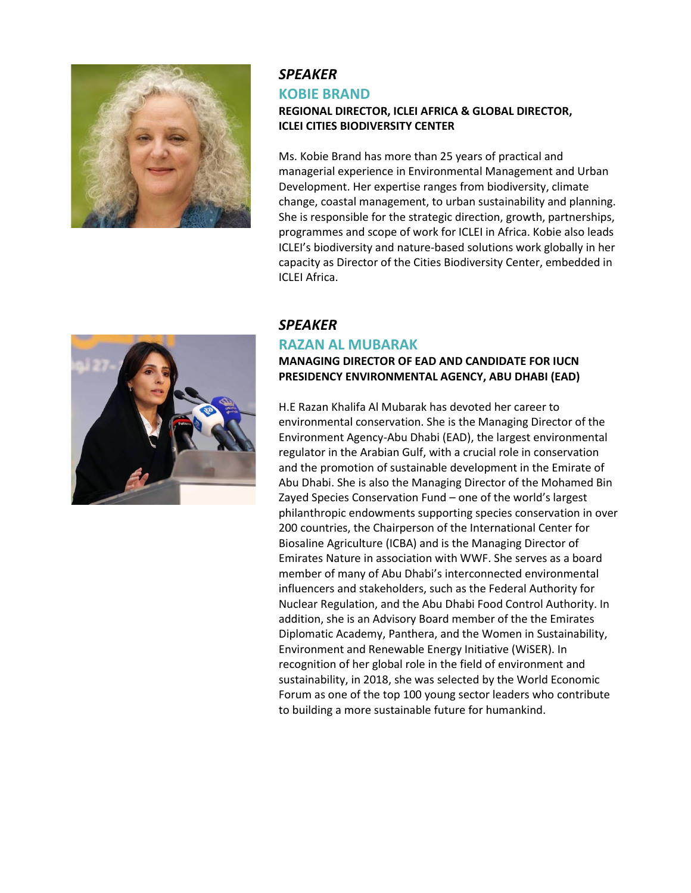***SPEAKER***

## KOBIE BRAND

**REGIONAL DIRECTOR, ICLEI AFRICA & GLOBAL DIRECTOR, ICLEI CITIES BIODIVERSITY CENTER**

Ms. Kobie Brand has more than 25 years of practical and managerial experience in Environmental Management and Urban Development. Her expertise ranges from biodiversity, climate change, coastal management, to urban sustainability and planning. She is responsible for the strategic direction, growth, partnerships, programmes and scope of work for ICLEI in Africa. Kobie also leads ICLEI's biodiversity and nature-based solutions work globally in her capacity as Director of the Cities Biodiversity Center, embedded in ICLEI Africa.

***SPEAKER***

## RAZAN AL MUBARAK

**MANAGING DIRECTOR OF EAD AND CANDIDATE FOR IUCN PRESIDENCY ENVIRONMENTAL AGENCY, ABU DHABI (EAD)**

H.E Razan Khalifa Al Mubarak has devoted her career to environmental conservation. She is the Managing Director of the Environment Agency-Abu Dhabi (EAD), the largest environmental regulator in the Arabian Gulf, with a crucial role in conservation and the promotion of sustainable development in the Emirate of Abu Dhabi. She is also the Managing Director of the Mohamed Bin Zayed Species Conservation Fund – one of the world's largest philanthropic endowments supporting species conservation in over 200 countries, the Chairperson of the International Center for Biosaline Agriculture (ICBA) and is the Managing Director of Emirates Nature in association with WWF. She serves as a board member of many of Abu Dhabi's interconnected environmental influencers and stakeholders, such as the Federal Authority for Nuclear Regulation, and the Abu Dhabi Food Control Authority. In addition, she is an Advisory Board member of the the Emirates Diplomatic Academy, Panthera, and the Women in Sustainability, Environment and Renewable Energy Initiative (WiSER). In recognition of her global role in the field of environment and sustainability, in 2018, she was selected by the World Economic Forum as one of the top 100 young sector leaders who contribute to building a more sustainable future for humankind.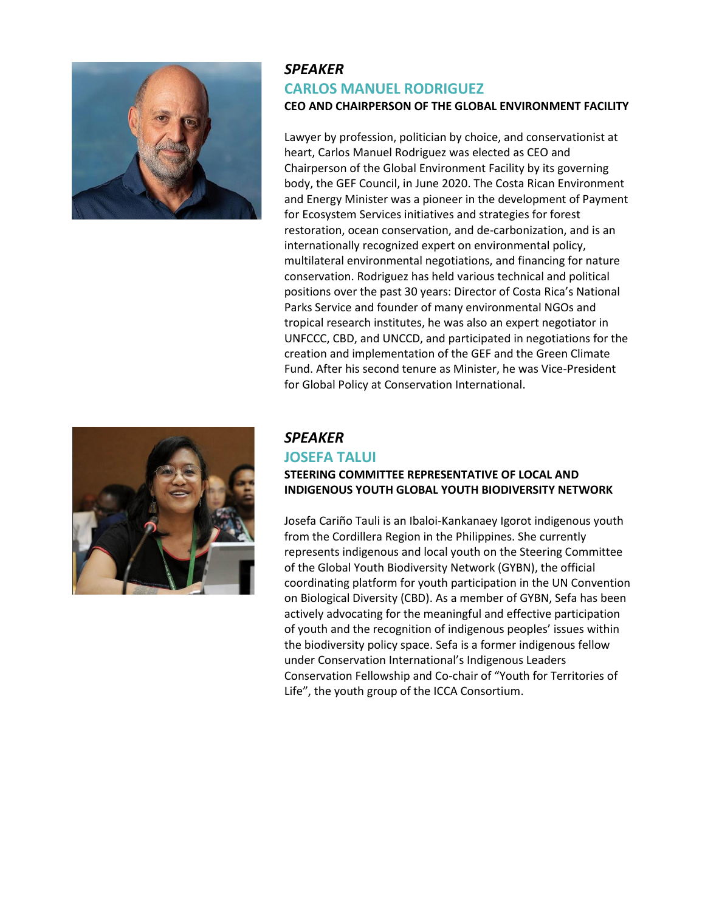***SPEAKER***

## CARLOS MANUEL RODRIGUEZ

**CEO AND CHAIRPERSON OF THE GLOBAL ENVIRONMENT FACILITY**

Lawyer by profession, politician by choice, and conservationist at heart, Carlos Manuel Rodriguez was elected as CEO and Chairperson of the Global Environment Facility by its governing body, the GEF Council, in June 2020. The Costa Rican Environment and Energy Minister was a pioneer in the development of Payment for Ecosystem Services initiatives and strategies for forest restoration, ocean conservation, and de-carbonization, and is an internationally recognized expert on environmental policy, multilateral environmental negotiations, and financing for nature conservation. Rodriguez has held various technical and political positions over the past 30 years: Director of Costa Rica's National Parks Service and founder of many environmental NGOs and tropical research institutes, he was also an expert negotiator in UNFCCC, CBD, and UNCCD, and participated in negotiations for the creation and implementation of the GEF and the Green Climate Fund. After his second tenure as Minister, he was Vice-President for Global Policy at Conservation International.

***SPEAKER***

## JOSEFA TALUI

**STEERING COMMITTEE REPRESENTATIVE OF LOCAL AND INDIGENOUS YOUTH GLOBAL YOUTH BIODIVERSITY NETWORK**

Josefa Cariño Tauli is an Ibaloi-Kankanaey Igorot indigenous youth from the Cordillera Region in the Philippines. She currently represents indigenous and local youth on the Steering Committee of the Global Youth Biodiversity Network (GYBN), the official coordinating platform for youth participation in the UN Convention on Biological Diversity (CBD). As a member of GYBN, Sefa has been actively advocating for the meaningful and effective participation of youth and the recognition of indigenous peoples' issues within the biodiversity policy space. Sefa is a former indigenous fellow under Conservation International's Indigenous Leaders Conservation Fellowship and Co-chair of "Youth for Territories of Life", the youth group of the ICCA Consortium.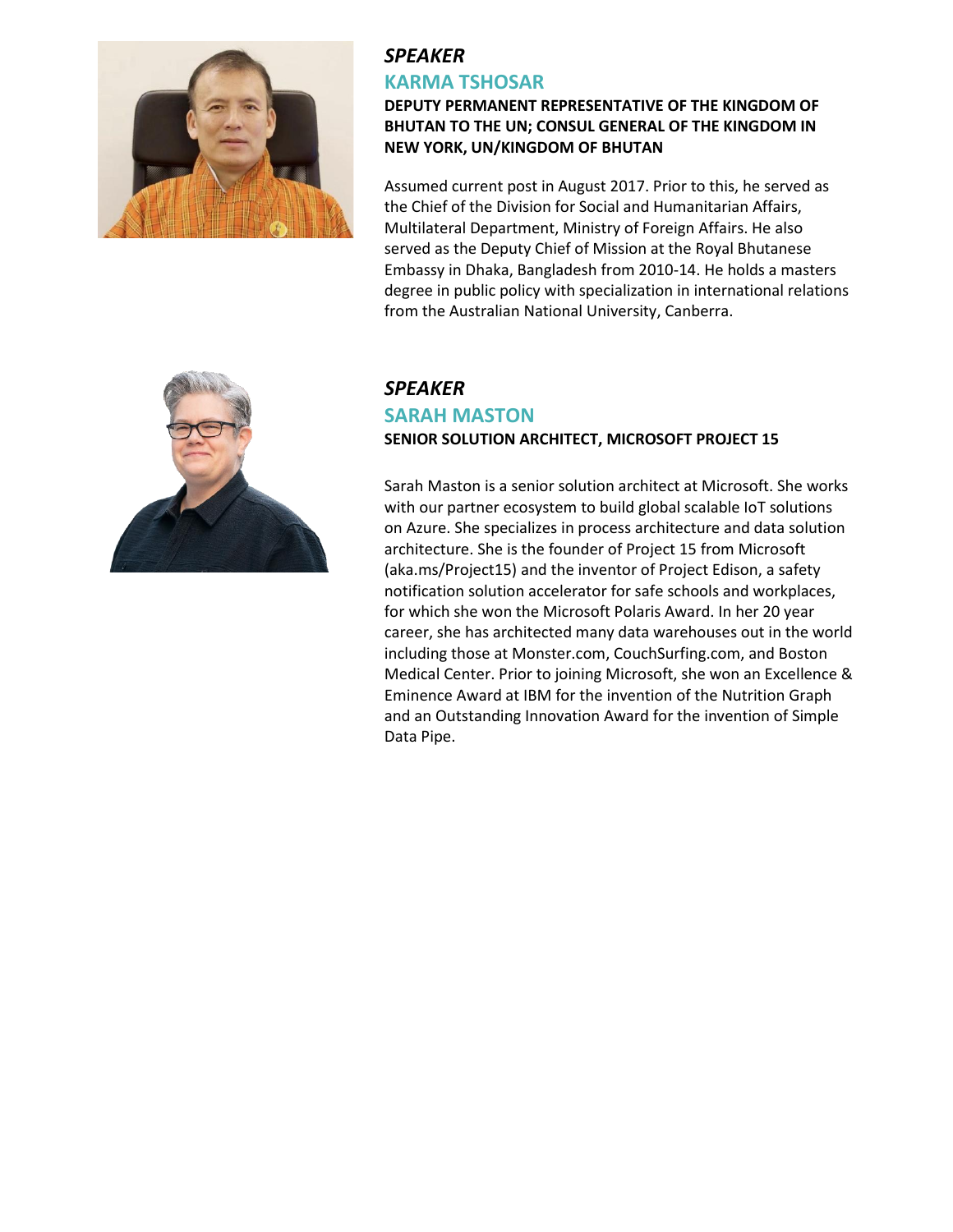*SPEAKER*

## KARMA TSHOSAR

**DEPUTY PERMANENT REPRESENTATIVE OF THE KINGDOM OF BHUTAN TO THE UN; CONSUL GENERAL OF THE KINGDOM IN NEW YORK, UN/KINGDOM OF BHUTAN**

Assumed current post in August 2017. Prior to this, he served as the Chief of the Division for Social and Humanitarian Affairs, Multilateral Department, Ministry of Foreign Affairs. He also served as the Deputy Chief of Mission at the Royal Bhutanese Embassy in Dhaka, Bangladesh from 2010-14. He holds a masters degree in public policy with specialization in international relations from the Australian National University, Canberra.

*SPEAKER*

## SARAH MASTON

**SENIOR SOLUTION ARCHITECT, MICROSOFT PROJECT 15**

Sarah Maston is a senior solution architect at Microsoft. She works with our partner ecosystem to build global scalable IoT solutions on Azure. She specializes in process architecture and data solution architecture. She is the founder of Project 15 from Microsoft (aka.ms/Project15) and the inventor of Project Edison, a safety notification solution accelerator for safe schools and workplaces, for which she won the Microsoft Polaris Award. In her 20 year career, she has architected many data warehouses out in the world including those at Monster.com, CouchSurfing.com, and Boston Medical Center. Prior to joining Microsoft, she won an Excellence & Eminence Award at IBM for the invention of the Nutrition Graph and an Outstanding Innovation Award for the invention of Simple Data Pipe.